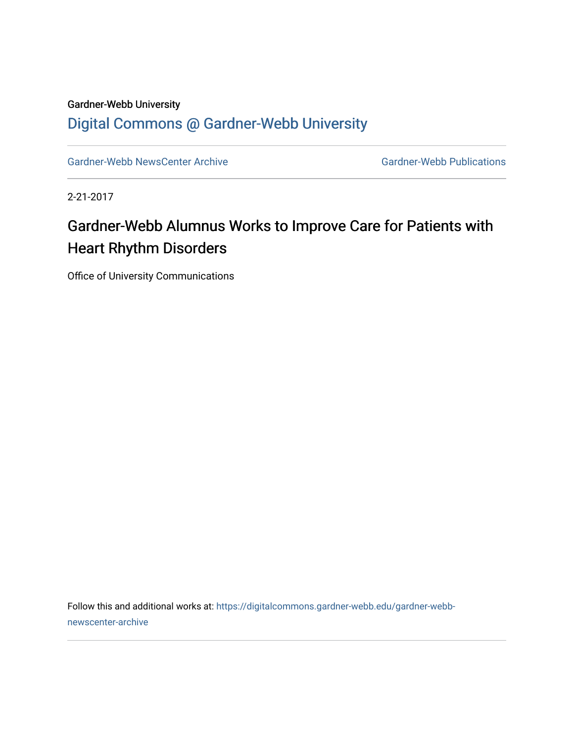Gardner-Webb University

## Digital Commons @ Gardner-Webb University

Gardner-Webb NewsCenter Archive | Gardner-Webb Publications

2-21-2017

# Gardner-Webb Alumnus Works to Improve Care for Patients with Heart Rhythm Disorders

Office of University Communications

Follow this and additional works at: https://digitalcommons.gardner-webb.edu/gardner-webb-newscenter-archive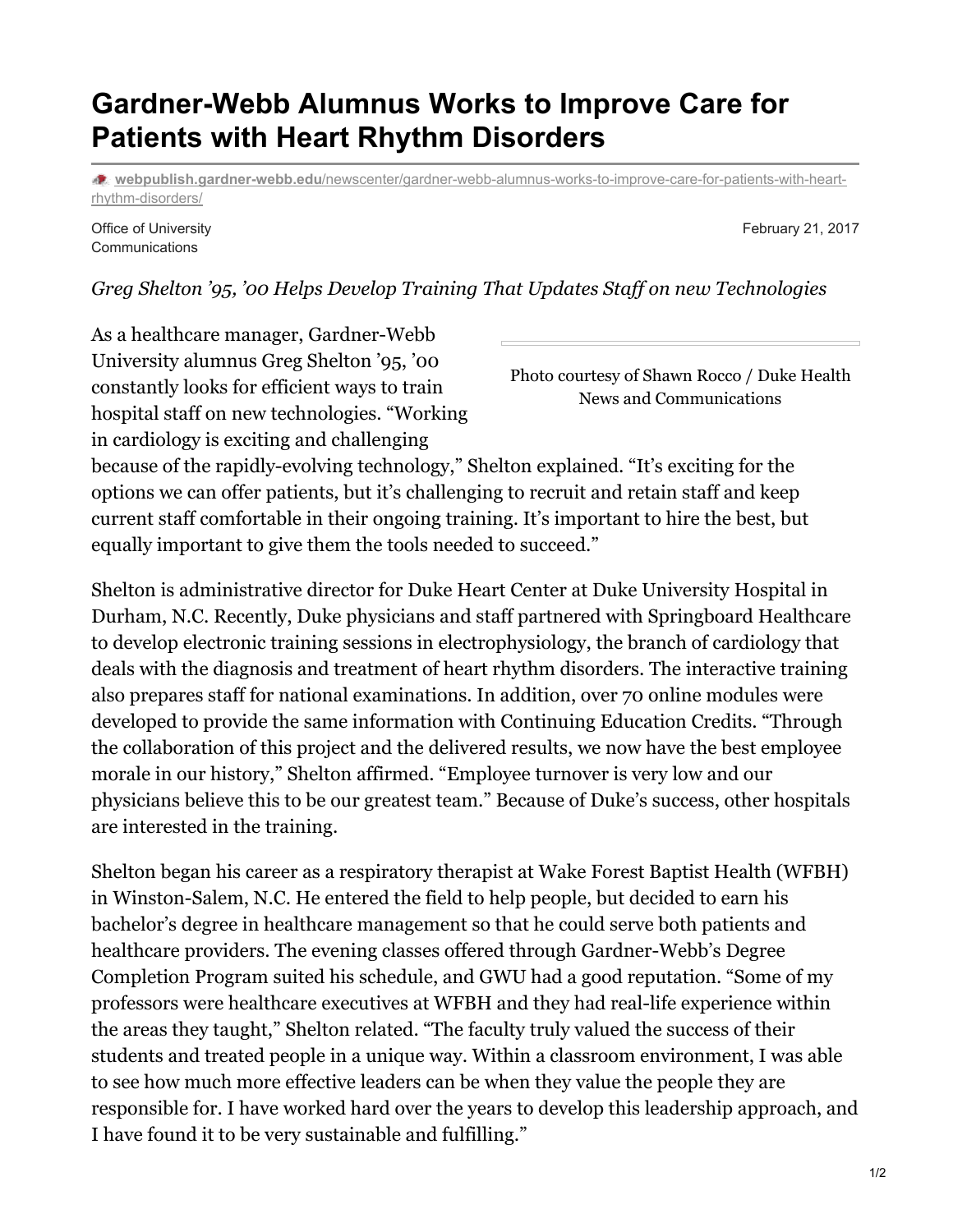# Gardner-Webb Alumnus Works to Improve Care for Patients with Heart Rhythm Disorders

webpublish.gardner-webb.edu/newscenter/gardner-webb-alumnus-works-to-improve-care-for-patients-with-heart-rhythm-disorders/

Office of University Communications

February 21, 2017

*Greg Shelton '95, '00 Helps Develop Training That Updates Staff on new Technologies*

Photo courtesy of Shawn Rocco / Duke Health News and Communications

As a healthcare manager, Gardner-Webb University alumnus Greg Shelton '95, '00 constantly looks for efficient ways to train hospital staff on new technologies. "Working in cardiology is exciting and challenging because of the rapidly-evolving technology," Shelton explained. "It's exciting for the options we can offer patients, but it's challenging to recruit and retain staff and keep current staff comfortable in their ongoing training. It's important to hire the best, but equally important to give them the tools needed to succeed."

Shelton is administrative director for Duke Heart Center at Duke University Hospital in Durham, N.C. Recently, Duke physicians and staff partnered with Springboard Healthcare to develop electronic training sessions in electrophysiology, the branch of cardiology that deals with the diagnosis and treatment of heart rhythm disorders. The interactive training also prepares staff for national examinations. In addition, over 70 online modules were developed to provide the same information with Continuing Education Credits. "Through the collaboration of this project and the delivered results, we now have the best employee morale in our history," Shelton affirmed. "Employee turnover is very low and our physicians believe this to be our greatest team." Because of Duke's success, other hospitals are interested in the training.

Shelton began his career as a respiratory therapist at Wake Forest Baptist Health (WFBH) in Winston-Salem, N.C. He entered the field to help people, but decided to earn his bachelor's degree in healthcare management so that he could serve both patients and healthcare providers. The evening classes offered through Gardner-Webb's Degree Completion Program suited his schedule, and GWU had a good reputation. "Some of my professors were healthcare executives at WFBH and they had real-life experience within the areas they taught," Shelton related. "The faculty truly valued the success of their students and treated people in a unique way. Within a classroom environment, I was able to see how much more effective leaders can be when they value the people they are responsible for. I have worked hard over the years to develop this leadership approach, and I have found it to be very sustainable and fulfilling."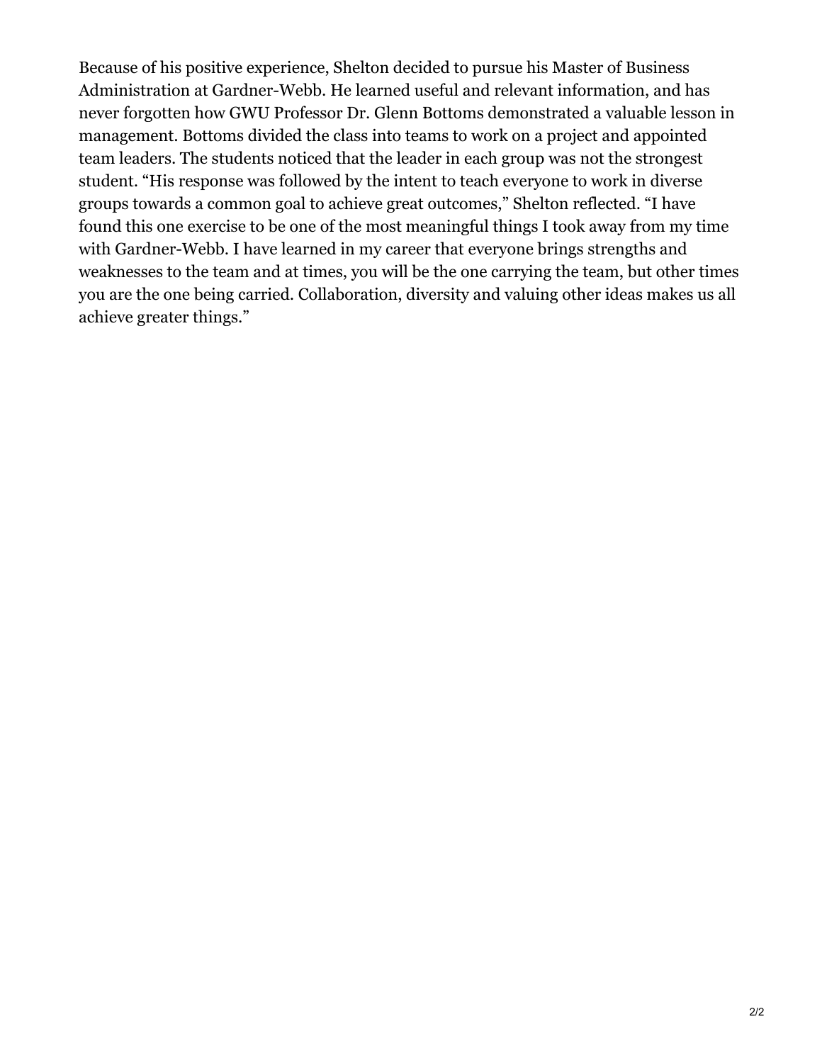Because of his positive experience, Shelton decided to pursue his Master of Business Administration at Gardner-Webb. He learned useful and relevant information, and has never forgotten how GWU Professor Dr. Glenn Bottoms demonstrated a valuable lesson in management. Bottoms divided the class into teams to work on a project and appointed team leaders. The students noticed that the leader in each group was not the strongest student. "His response was followed by the intent to teach everyone to work in diverse groups towards a common goal to achieve great outcomes," Shelton reflected. "I have found this one exercise to be one of the most meaningful things I took away from my time with Gardner-Webb. I have learned in my career that everyone brings strengths and weaknesses to the team and at times, you will be the one carrying the team, but other times you are the one being carried. Collaboration, diversity and valuing other ideas makes us all achieve greater things."